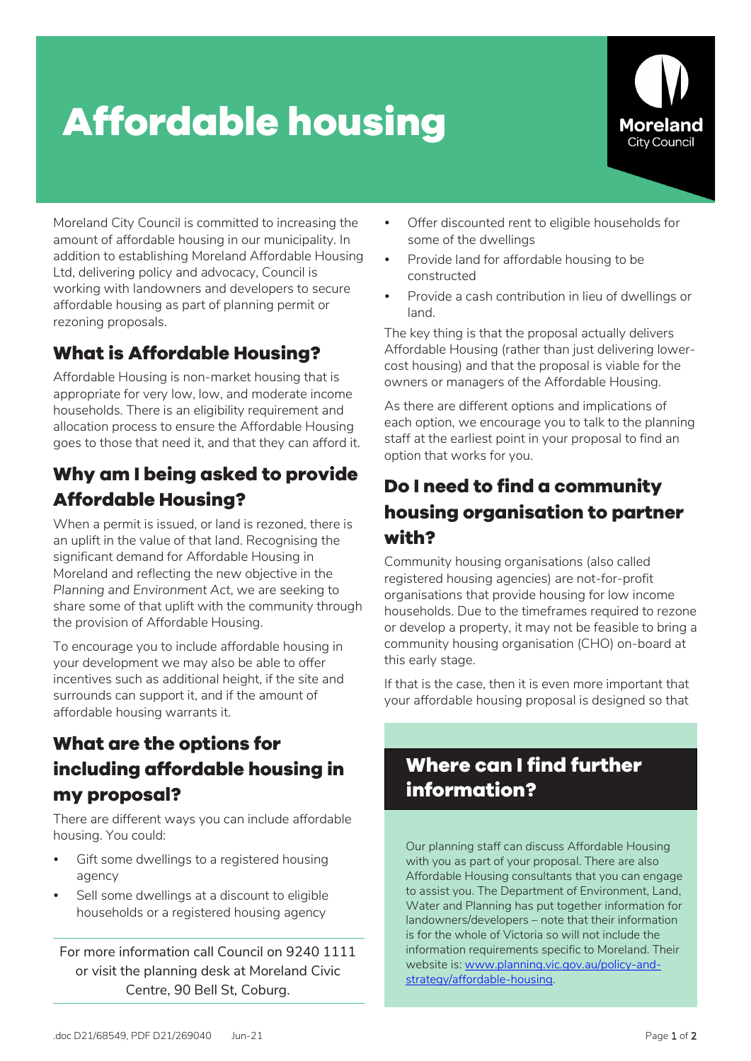# Affordable housing

Moreland City Council is committed to increasing the amount of affordable housing in our municipality. In addition to establishing Moreland Affordable Housing Ltd, delivering policy and advocacy, Council is working with landowners and developers to secure affordable housing as part of planning permit or rezoning proposals.

## What is Affordable Housing?

Affordable Housing is non-market housing that is appropriate for very low, low, and moderate income households. There is an eligibility requirement and allocation process to ensure the Affordable Housing goes to those that need it, and that they can afford it.

## Why am I being asked to provide Affordable Housing?

When a permit is issued, or land is rezoned, there is an uplift in the value of that land. Recognising the significant demand for Affordable Housing in Moreland and reflecting the new objective in the *Planning and Environment Act*, we are seeking to share some of that uplift with the community through the provision of Affordable Housing.

To encourage you to include affordable housing in your development we may also be able to offer incentives such as additional height, if the site and surrounds can support it, and if the amount of affordable housing warrants it.

## What are the options for including affordable housing in my proposal?

There are different ways you can include affordable housing. You could:

- Gift some dwellings to a registered housing agency
- Sell some dwellings at a discount to eligible households or a registered housing agency
- Offer discounted rent to eligible households for some of the dwellings
- Provide land for affordable housing to be constructed
- Provide a cash contribution in lieu of dwellings or land.

The key thing is that the proposal actually delivers Affordable Housing (rather than just delivering lower-cost housing) and that the proposal is viable for the owners or managers of the Affordable Housing.

As there are different options and implications of each option, we encourage you to talk to the planning staff at the earliest point in your proposal to find an option that works for you.

## Do I need to find a community housing organisation to partner with?

Community housing organisations (also called registered housing agencies) are not-for-profit organisations that provide housing for low income households. Due to the timeframes required to rezone or develop a property, it may not be feasible to bring a community housing organisation (CHO) on-board at this early stage.

If that is the case, then it is even more important that your affordable housing proposal is designed so that

For more information call Council on 9240 1111 or visit the planning desk at Moreland Civic Centre, 90 Bell St, Coburg.

## Where can I find further information?

Our planning staff can discuss Affordable Housing with you as part of your proposal. There are also Affordable Housing consultants that you can engage to assist you. The Department of Environment, Land, Water and Planning has put together information for landowners/developers – note that their information is for the whole of Victoria so will not include the information requirements specific to Moreland. Their website is: [www.planning.vic.gov.au/policy-and-strategy/affordable-housing](www.planning.vic.gov.au/policy-and-strategy/affordable-housing).

.doc D21/68549, PDF D21/269040 Jun-21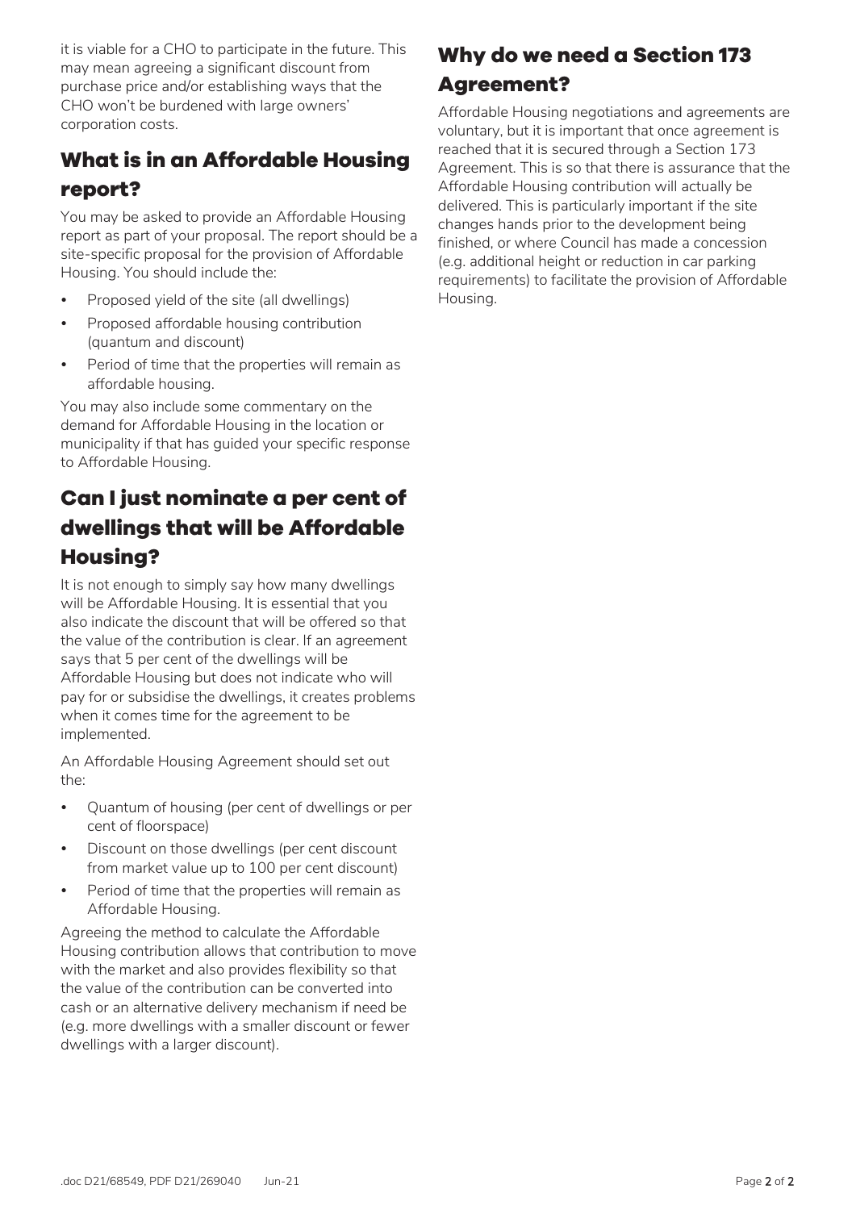it is viable for a CHO to participate in the future. This may mean agreeing a significant discount from purchase price and/or establishing ways that the CHO won't be burdened with large owners' corporation costs.

## What is in an Affordable Housing report?

You may be asked to provide an Affordable Housing report as part of your proposal. The report should be a site-specific proposal for the provision of Affordable Housing. You should include the:

- Proposed yield of the site (all dwellings)
- Proposed affordable housing contribution (quantum and discount)
- Period of time that the properties will remain as affordable housing.

You may also include some commentary on the demand for Affordable Housing in the location or municipality if that has guided your specific response to Affordable Housing.

## Can I just nominate a per cent of dwellings that will be Affordable Housing?

It is not enough to simply say how many dwellings will be Affordable Housing. It is essential that you also indicate the discount that will be offered so that the value of the contribution is clear. If an agreement says that 5 per cent of the dwellings will be Affordable Housing but does not indicate who will pay for or subsidise the dwellings, it creates problems when it comes time for the agreement to be implemented.

An Affordable Housing Agreement should set out the:

- Quantum of housing (per cent of dwellings or per cent of floorspace)
- Discount on those dwellings (per cent discount from market value up to 100 per cent discount)
- Period of time that the properties will remain as Affordable Housing.

Agreeing the method to calculate the Affordable Housing contribution allows that contribution to move with the market and also provides flexibility so that the value of the contribution can be converted into cash or an alternative delivery mechanism if need be (e.g. more dwellings with a smaller discount or fewer dwellings with a larger discount).

## Why do we need a Section 173 Agreement?

Affordable Housing negotiations and agreements are voluntary, but it is important that once agreement is reached that it is secured through a Section 173 Agreement. This is so that there is assurance that the Affordable Housing contribution will actually be delivered. This is particularly important if the site changes hands prior to the development being finished, or where Council has made a concession (e.g. additional height or reduction in car parking requirements) to facilitate the provision of Affordable Housing.

.doc D21/68549, PDF D21/269040 Jun-21